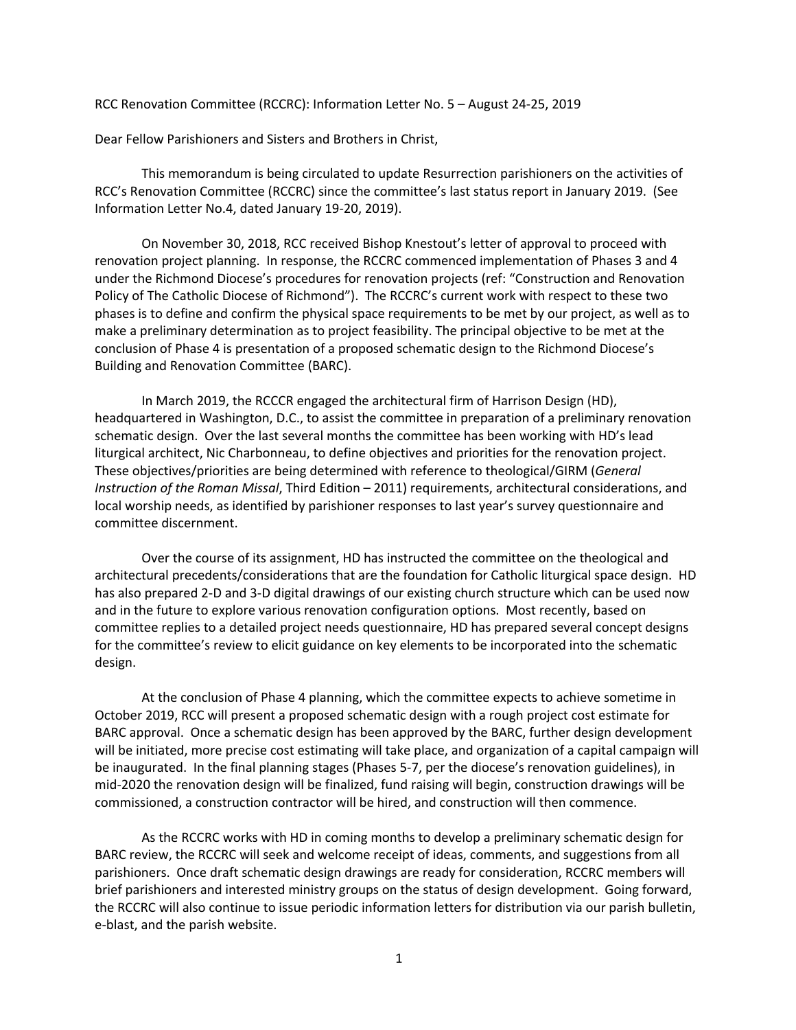RCC Renovation Committee (RCCRC): Information Letter No. 5 – August 24-25, 2019

Dear Fellow Parishioners and Sisters and Brothers in Christ,

This memorandum is being circulated to update Resurrection parishioners on the activities of RCC's Renovation Committee (RCCRC) since the committee's last status report in January 2019. (See Information Letter No.4, dated January 19-20, 2019).

On November 30, 2018, RCC received Bishop Knestout's letter of approval to proceed with renovation project planning. In response, the RCCRC commenced implementation of Phases 3 and 4 under the Richmond Diocese's procedures for renovation projects (ref: "Construction and Renovation Policy of The Catholic Diocese of Richmond"). The RCCRC's current work with respect to these two phases is to define and confirm the physical space requirements to be met by our project, as well as to make a preliminary determination as to project feasibility. The principal objective to be met at the conclusion of Phase 4 is presentation of a proposed schematic design to the Richmond Diocese's Building and Renovation Committee (BARC).

In March 2019, the RCCCR engaged the architectural firm of Harrison Design (HD), headquartered in Washington, D.C., to assist the committee in preparation of a preliminary renovation schematic design. Over the last several months the committee has been working with HD's lead liturgical architect, Nic Charbonneau, to define objectives and priorities for the renovation project. These objectives/priorities are being determined with reference to theological/GIRM (*General Instruction of the Roman Missal*, Third Edition – 2011) requirements, architectural considerations, and local worship needs, as identified by parishioner responses to last year's survey questionnaire and committee discernment.

Over the course of its assignment, HD has instructed the committee on the theological and architectural precedents/considerations that are the foundation for Catholic liturgical space design. HD has also prepared 2-D and 3-D digital drawings of our existing church structure which can be used now and in the future to explore various renovation configuration options. Most recently, based on committee replies to a detailed project needs questionnaire, HD has prepared several concept designs for the committee's review to elicit guidance on key elements to be incorporated into the schematic design.

At the conclusion of Phase 4 planning, which the committee expects to achieve sometime in October 2019, RCC will present a proposed schematic design with a rough project cost estimate for BARC approval. Once a schematic design has been approved by the BARC, further design development will be initiated, more precise cost estimating will take place, and organization of a capital campaign will be inaugurated. In the final planning stages (Phases 5-7, per the diocese's renovation guidelines), in mid-2020 the renovation design will be finalized, fund raising will begin, construction drawings will be commissioned, a construction contractor will be hired, and construction will then commence.

As the RCCRC works with HD in coming months to develop a preliminary schematic design for BARC review, the RCCRC will seek and welcome receipt of ideas, comments, and suggestions from all parishioners. Once draft schematic design drawings are ready for consideration, RCCRC members will brief parishioners and interested ministry groups on the status of design development. Going forward, the RCCRC will also continue to issue periodic information letters for distribution via our parish bulletin, e-blast, and the parish website.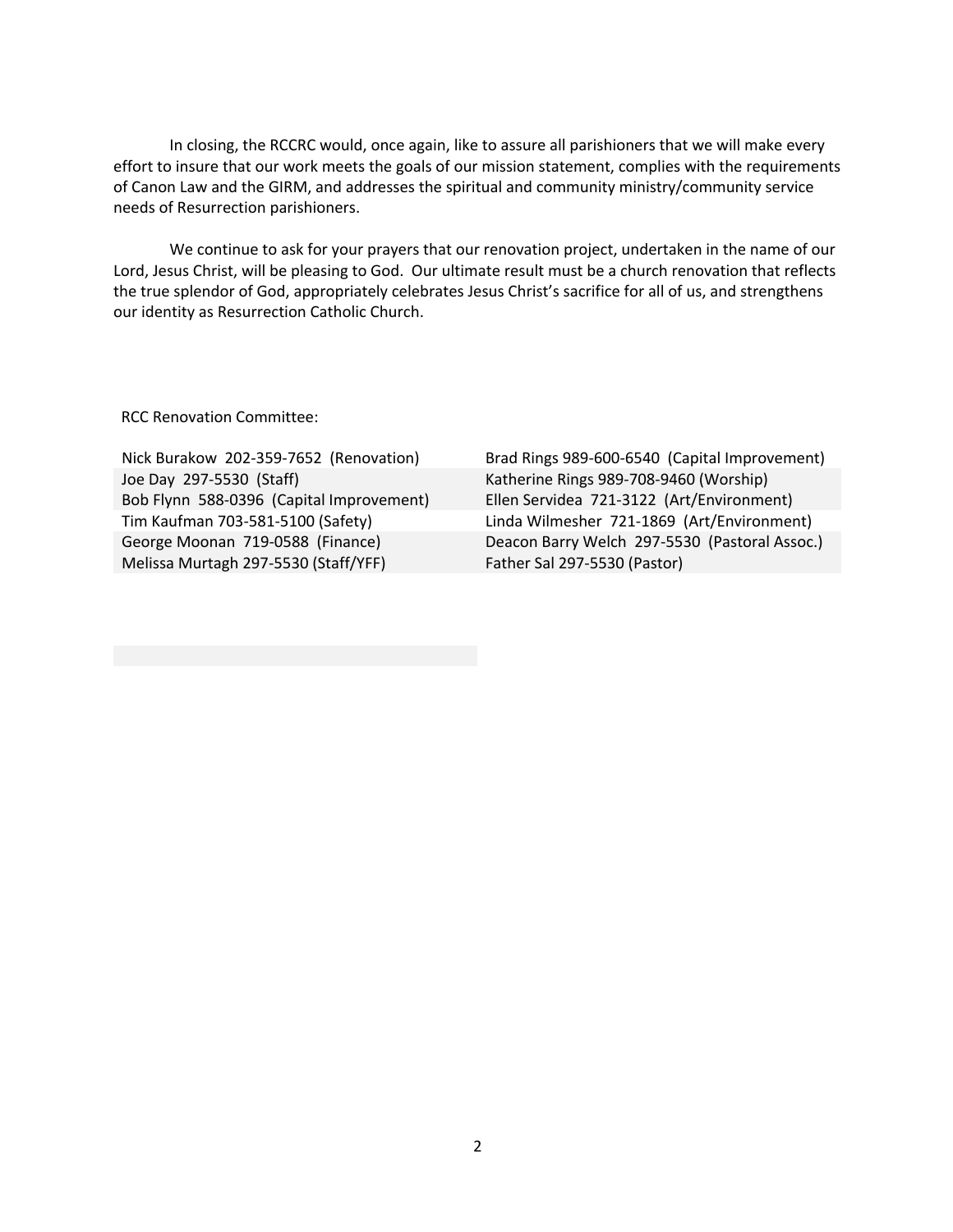In closing, the RCCRC would, once again, like to assure all parishioners that we will make every effort to insure that our work meets the goals of our mission statement, complies with the requirements of Canon Law and the GIRM, and addresses the spiritual and community ministry/community service needs of Resurrection parishioners.

We continue to ask for your prayers that our renovation project, undertaken in the name of our Lord, Jesus Christ, will be pleasing to God. Our ultimate result must be a church renovation that reflects the true splendor of God, appropriately celebrates Jesus Christ's sacrifice for all of us, and strengthens our identity as Resurrection Catholic Church.

RCC Renovation Committee:

| | |
|---|---|
| Nick Burakow 202-359-7652 (Renovation) | Brad Rings 989-600-6540 (Capital Improvement) |
| Joe Day 297-5530 (Staff) | Katherine Rings 989-708-9460 (Worship) |
| Bob Flynn 588-0396 (Capital Improvement) | Ellen Servidea 721-3122 (Art/Environment) |
| Tim Kaufman 703-581-5100 (Safety) | Linda Wilmesher 721-1869 (Art/Environment) |
| George Moonan 719-0588 (Finance) | Deacon Barry Welch 297-5530 (Pastoral Assoc.) |
| Melissa Murtagh 297-5530 (Staff/YFF) | Father Sal 297-5530 (Pastor) |